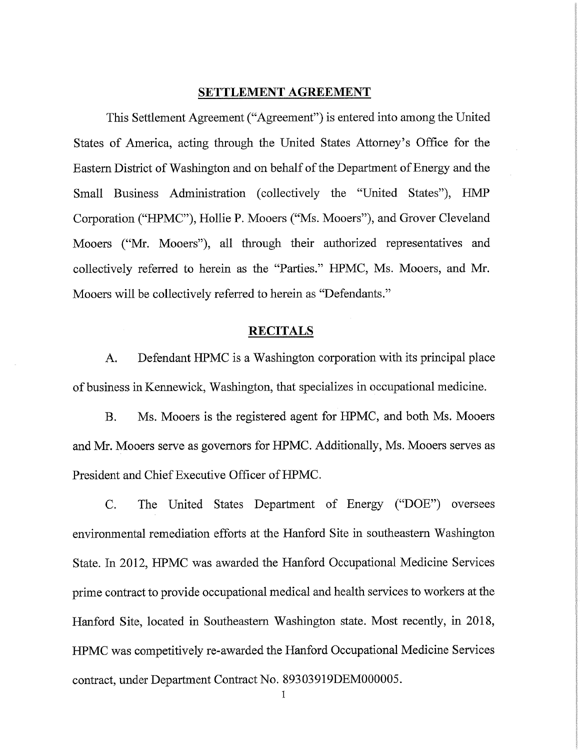# SETTLEMENT AGREEMENT

This Settlement Agreement ("Agreement") is entered into among the United States of America, acting through the United States Attorney's Office for the Eastern District of Washington and on behalf of the Department of Energy and the Small Business Administration (collectively the "United States"), HMP Corporation ("HPMC"), Hollie P. Mooers ("Ms. Mooers"), and Grover Cleveland Mooers ("Mr. Mooers"), all through their authorized representatives and collectively referred to herein as the "Parties." HPMC, Ms. Mooers, and Mr. Mooers will be collectively referred to herein as "Defendants."

## RECITALS

A. Defendant HPMC is a Washington corporation with its principal place of business in Kennewick, Washington, that specializes in occupational medicine.

B. Ms. Mooers is the registered agent for HPMC, and both Ms. Mooers and Mr. Mooers serve as governors for HPMC. Additionally, Ms. Mooers serves as President and Chief Executive Officer of HPMC.

C. The United States Department of Energy ("DOE") oversees environmental remediation efforts at the Hanford Site in southeastern Washington State. In 2012, HPMC was awarded the Hanford Occupational Medicine Services prime contract to provide occupational medical and health services to workers at the Hanford Site, located in Southeastern Washington state. Most recently, in 2018, HPMC was competitively re-awarded the Hanford Occupational Medicine Services contract, under Department Contract No. 89303919DEM000005.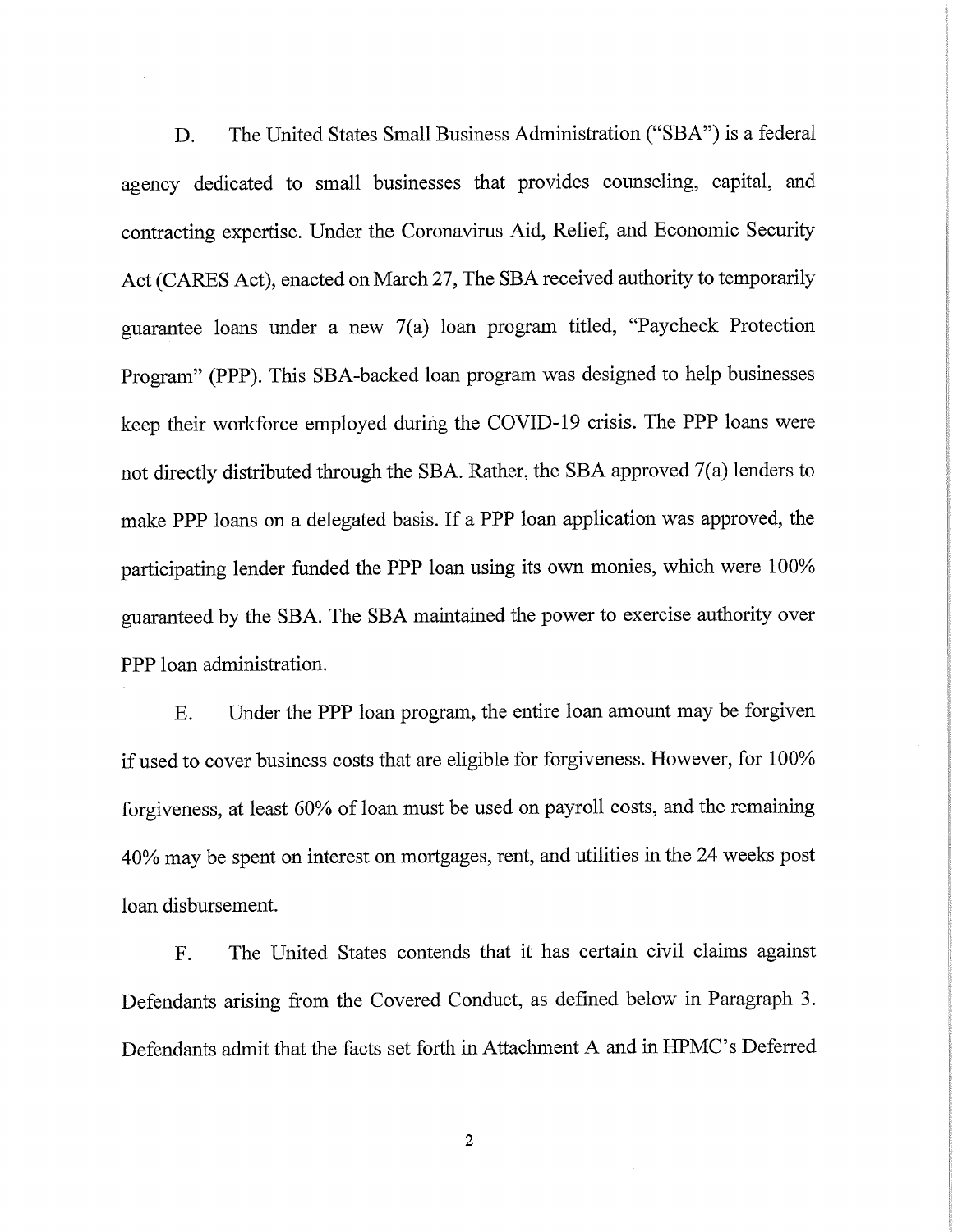D. The United States Small Business Administration ("SBA") is a federal agency dedicated to small businesses that provides counseling, capital, and contracting expertise. Under the Coronavirus Aid, Relief, and Economic Security Act (CARES Act), enacted on March 27, The SBA received authority to temporarily guarantee loans under a new 7(a) loan program titled, "Paycheck Protection Program" (PPP). This SBA-backed loan program was designed to help businesses keep their workforce employed during the COVID-19 crisis. The PPP loans were not directly distributed through the SBA. Rather, the SBA approved 7(a) lenders to make PPP loans on a delegated basis. If a PPP loan application was approved, the participating lender funded the PPP loan using its own monies, which were 100% guaranteed by the SBA. The SBA maintained the power to exercise authority over PPP loan administration.

E. Under the PPP loan program, the entire loan amount may be forgiven if used to cover business costs that are eligible for forgiveness. However, for 100% forgiveness, at least 60% of loan must be used on payroll costs, and the remaining 40% may be spent on interest on mortgages, rent, and utilities in the 24 weeks post loan disbursement.

F. The United States contends that it has certain civil claims against Defendants arising from the Covered Conduct, as defined below in Paragraph 3. Defendants admit that the facts set forth in Attachment A and in HPMC's Deferred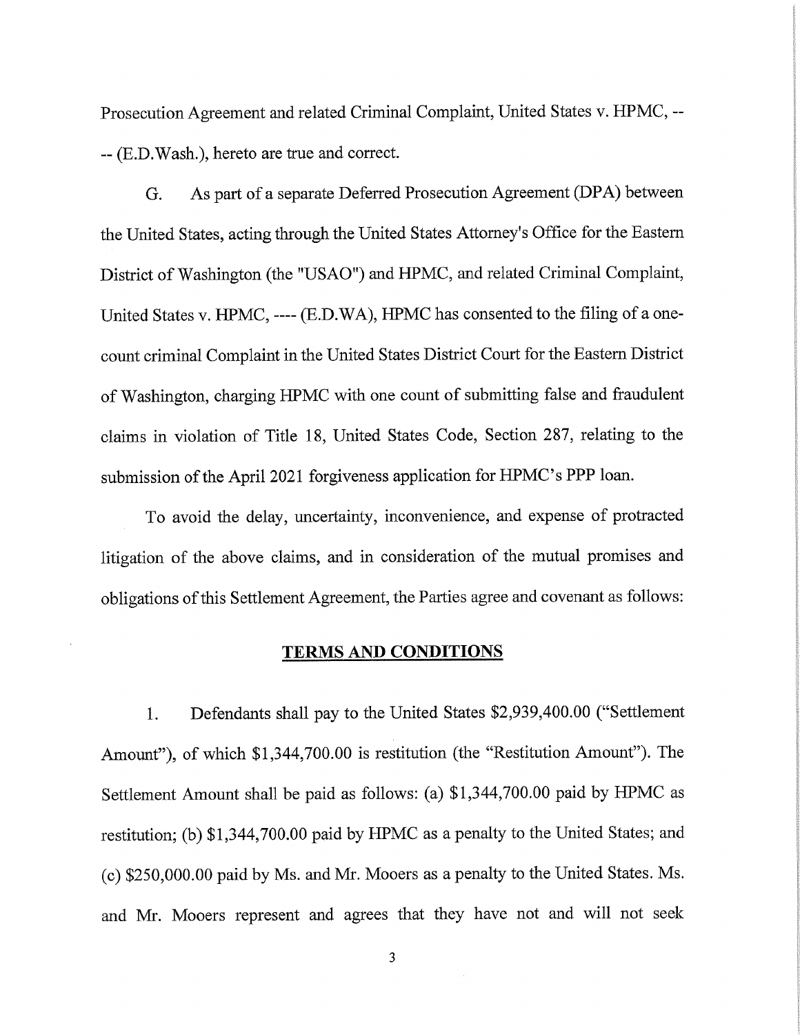Prosecution Agreement and related Criminal Complaint, United States v. HPMC, ---- (E.D.Wash.), hereto are true and correct.

G. As part of a separate Deferred Prosecution Agreement (DPA) between the United States, acting through the United States Attorney's Office for the Eastern District of Washington (the "USAO") and HPMC, and related Criminal Complaint, United States v. HPMC, ---- (E.D.WA), HPMC has consented to the filing of a one-count criminal Complaint in the United States District Court for the Eastern District of Washington, charging HPMC with one count of submitting false and fraudulent claims in violation of Title 18, United States Code, Section 287, relating to the submission of the April 2021 forgiveness application for HPMC's PPP loan.

To avoid the delay, uncertainty, inconvenience, and expense of protracted litigation of the above claims, and in consideration of the mutual promises and obligations of this Settlement Agreement, the Parties agree and covenant as follows:

## TERMS AND CONDITIONS

1. Defendants shall pay to the United States $2,939,400.00 ("Settlement Amount"), of which $1,344,700.00 is restitution (the "Restitution Amount"). The Settlement Amount shall be paid as follows: (a) $1,344,700.00 paid by HPMC as restitution; (b) $1,344,700.00 paid by HPMC as a penalty to the United States; and (c) $250,000.00 paid by Ms. and Mr. Mooers as a penalty to the United States. Ms. and Mr. Mooers represent and agrees that they have not and will not seek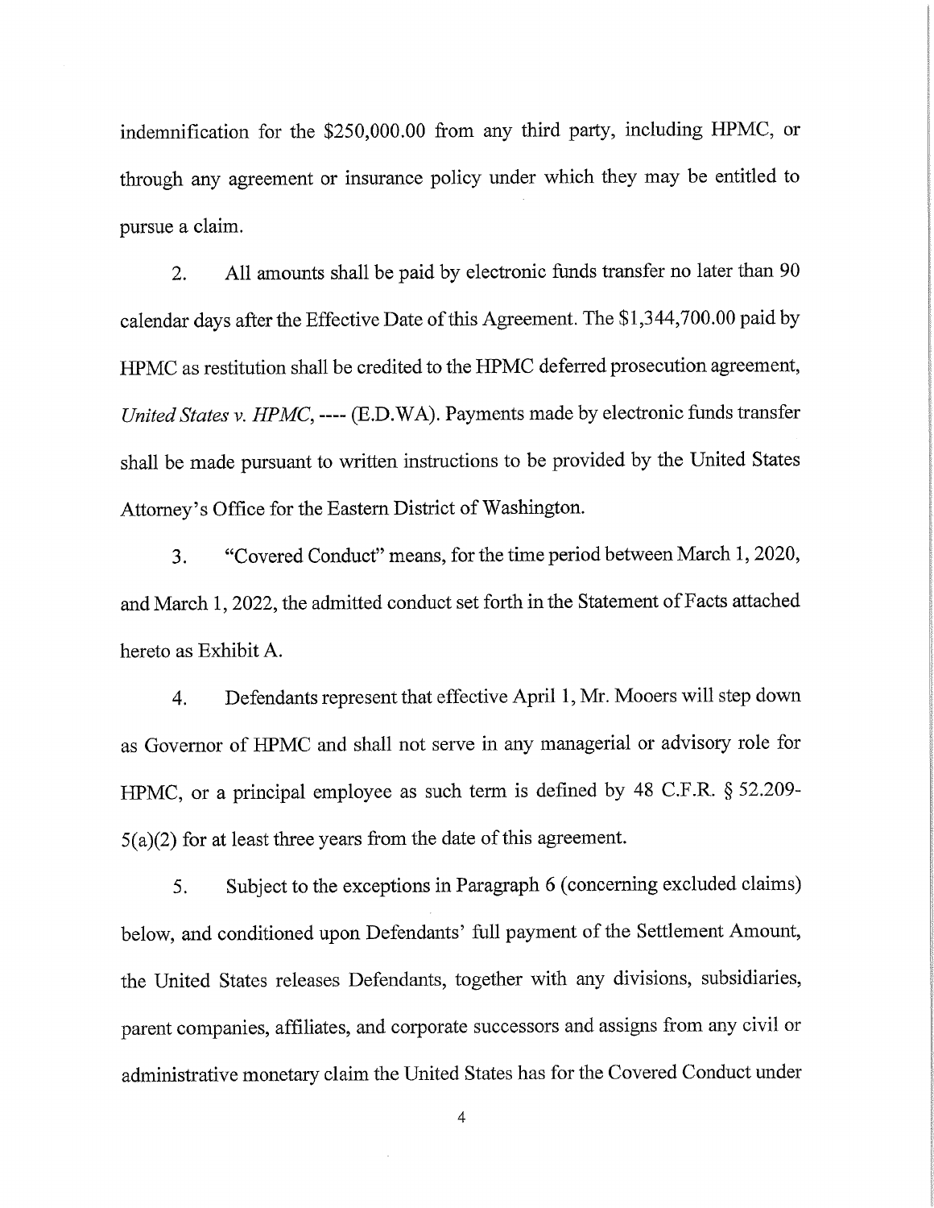indemnification for the $250,000.00 from any third party, including HPMC, or through any agreement or insurance policy under which they may be entitled to pursue a claim.

2. All amounts shall be paid by electronic funds transfer no later than 90 calendar days after the Effective Date of this Agreement. The $1,344,700.00 paid by HPMC as restitution shall be credited to the HPMC deferred prosecution agreement, *United States v. HPMC*, ---- (E.D.WA). Payments made by electronic funds transfer shall be made pursuant to written instructions to be provided by the United States Attorney's Office for the Eastern District of Washington.

3. "Covered Conduct" means, for the time period between March 1, 2020, and March 1, 2022, the admitted conduct set forth in the Statement of Facts attached hereto as Exhibit A.

4. Defendants represent that effective April 1, Mr. Mooers will step down as Governor of HPMC and shall not serve in any managerial or advisory role for HPMC, or a principal employee as such term is defined by 48 C.F.R. § 52.209-5(a)(2) for at least three years from the date of this agreement.

5. Subject to the exceptions in Paragraph 6 (concerning excluded claims) below, and conditioned upon Defendants' full payment of the Settlement Amount, the United States releases Defendants, together with any divisions, subsidiaries, parent companies, affiliates, and corporate successors and assigns from any civil or administrative monetary claim the United States has for the Covered Conduct under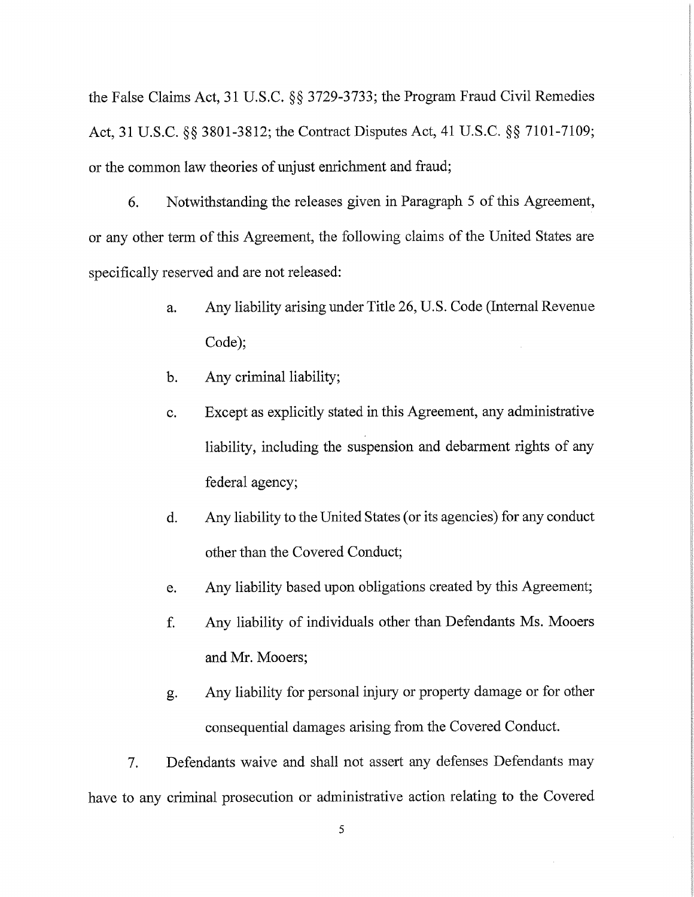the False Claims Act, 31 U.S.C. §§ 3729-3733; the Program Fraud Civil Remedies Act, 31 U.S.C. §§ 3801-3812; the Contract Disputes Act, 41 U.S.C. §§ 7101-7109; or the common law theories of unjust enrichment and fraud;

6. Notwithstanding the releases given in Paragraph 5 of this Agreement, or any other term of this Agreement, the following claims of the United States are specifically reserved and are not released:

   a. Any liability arising under Title 26, U.S. Code (Internal Revenue Code);

   b. Any criminal liability;

   c. Except as explicitly stated in this Agreement, any administrative liability, including the suspension and debarment rights of any federal agency;

   d. Any liability to the United States (or its agencies) for any conduct other than the Covered Conduct;

   e. Any liability based upon obligations created by this Agreement;

   f. Any liability of individuals other than Defendants Ms. Mooers and Mr. Mooers;

   g. Any liability for personal injury or property damage or for other consequential damages arising from the Covered Conduct.

7. Defendants waive and shall not assert any defenses Defendants may have to any criminal prosecution or administrative action relating to the Covered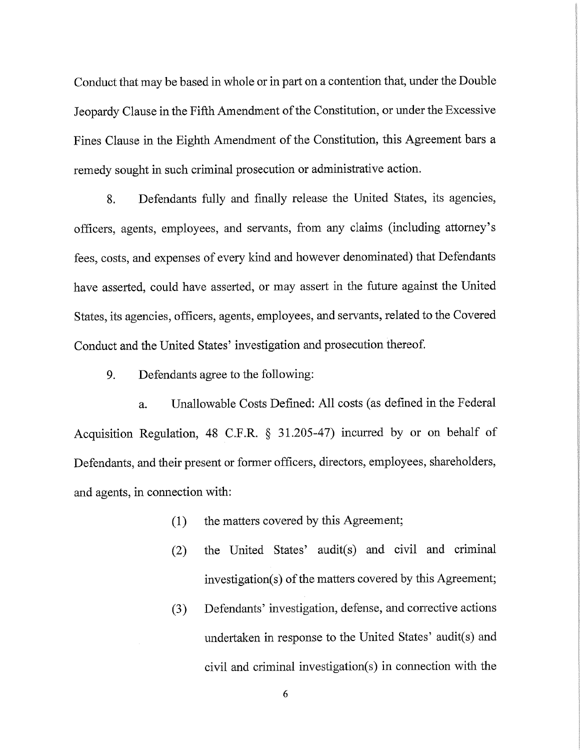Conduct that may be based in whole or in part on a contention that, under the Double Jeopardy Clause in the Fifth Amendment of the Constitution, or under the Excessive Fines Clause in the Eighth Amendment of the Constitution, this Agreement bars a remedy sought in such criminal prosecution or administrative action.

8. Defendants fully and finally release the United States, its agencies, officers, agents, employees, and servants, from any claims (including attorney's fees, costs, and expenses of every kind and however denominated) that Defendants have asserted, could have asserted, or may assert in the future against the United States, its agencies, officers, agents, employees, and servants, related to the Covered Conduct and the United States' investigation and prosecution thereof.

9. Defendants agree to the following:

a. Unallowable Costs Defined: All costs (as defined in the Federal Acquisition Regulation, 48 C.F.R. § 31.205-47) incurred by or on behalf of Defendants, and their present or former officers, directors, employees, shareholders, and agents, in connection with:

(1) the matters covered by this Agreement;

(2) the United States' audit(s) and civil and criminal investigation(s) of the matters covered by this Agreement;

(3) Defendants' investigation, defense, and corrective actions undertaken in response to the United States' audit(s) and civil and criminal investigation(s) in connection with the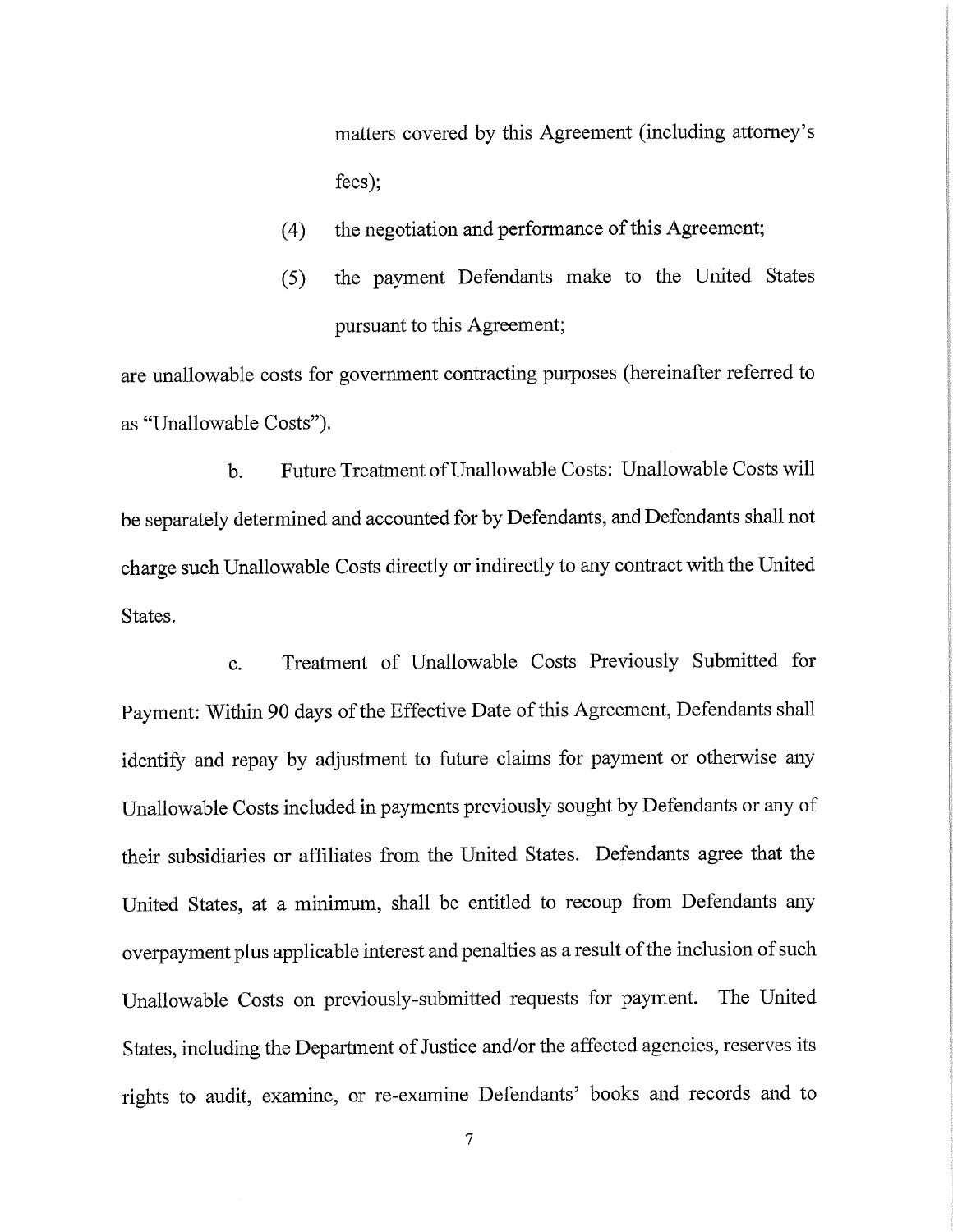matters covered by this Agreement (including attorney's fees);

(4) the negotiation and performance of this Agreement;

(5) the payment Defendants make to the United States pursuant to this Agreement;

are unallowable costs for government contracting purposes (hereinafter referred to as "Unallowable Costs").

b. Future Treatment of Unallowable Costs: Unallowable Costs will be separately determined and accounted for by Defendants, and Defendants shall not charge such Unallowable Costs directly or indirectly to any contract with the United States.

c. Treatment of Unallowable Costs Previously Submitted for Payment: Within 90 days of the Effective Date of this Agreement, Defendants shall identify and repay by adjustment to future claims for payment or otherwise any Unallowable Costs included in payments previously sought by Defendants or any of their subsidiaries or affiliates from the United States. Defendants agree that the United States, at a minimum, shall be entitled to recoup from Defendants any overpayment plus applicable interest and penalties as a result of the inclusion of such Unallowable Costs on previously-submitted requests for payment. The United States, including the Department of Justice and/or the affected agencies, reserves its rights to audit, examine, or re-examine Defendants' books and records and to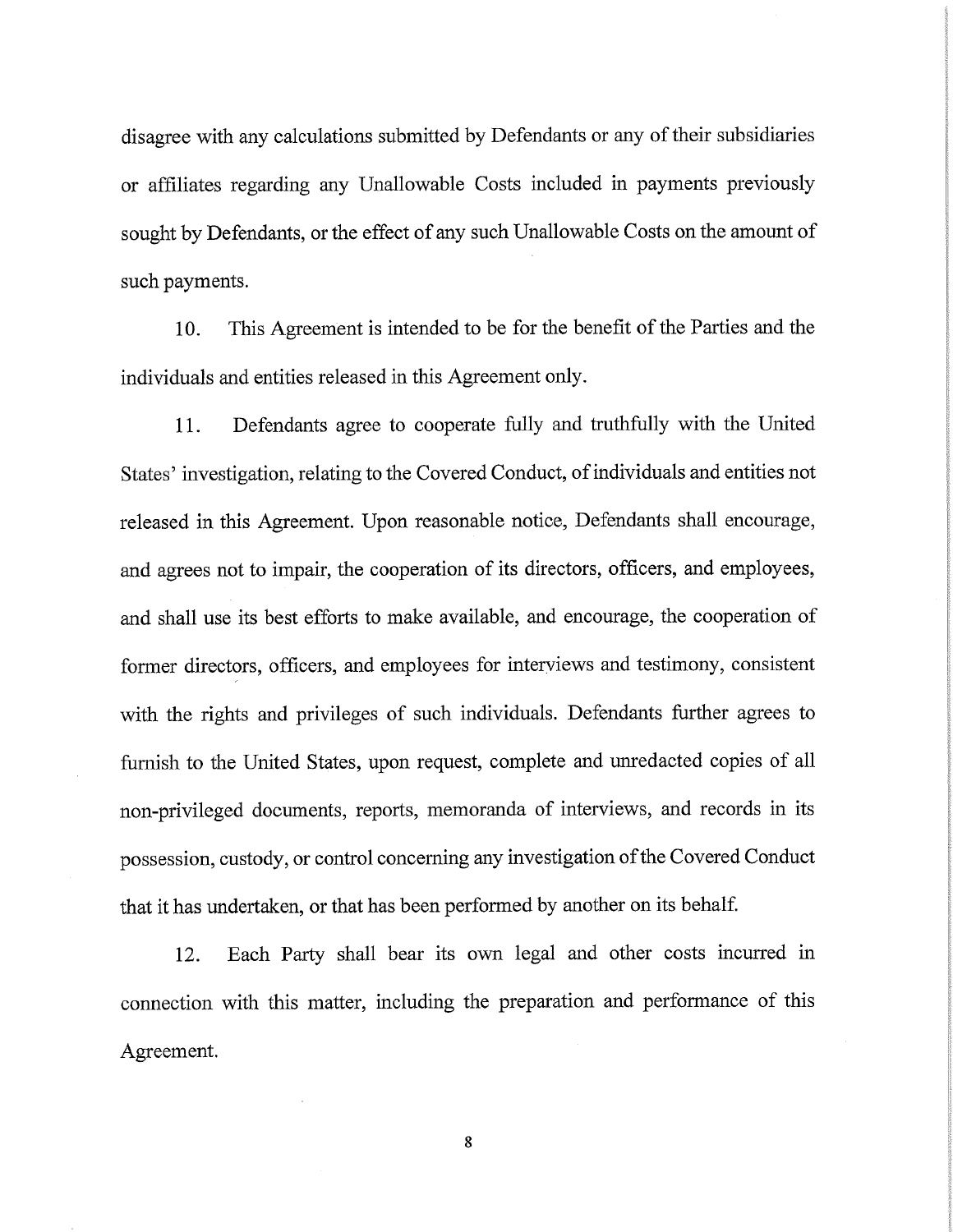disagree with any calculations submitted by Defendants or any of their subsidiaries or affiliates regarding any Unallowable Costs included in payments previously sought by Defendants, or the effect of any such Unallowable Costs on the amount of such payments.

10. This Agreement is intended to be for the benefit of the Parties and the individuals and entities released in this Agreement only.

11. Defendants agree to cooperate fully and truthfully with the United States' investigation, relating to the Covered Conduct, of individuals and entities not released in this Agreement. Upon reasonable notice, Defendants shall encourage, and agrees not to impair, the cooperation of its directors, officers, and employees, and shall use its best efforts to make available, and encourage, the cooperation of former directors, officers, and employees for interviews and testimony, consistent with the rights and privileges of such individuals. Defendants further agrees to furnish to the United States, upon request, complete and unredacted copies of all non-privileged documents, reports, memoranda of interviews, and records in its possession, custody, or control concerning any investigation of the Covered Conduct that it has undertaken, or that has been performed by another on its behalf.

12. Each Party shall bear its own legal and other costs incurred in connection with this matter, including the preparation and performance of this Agreement.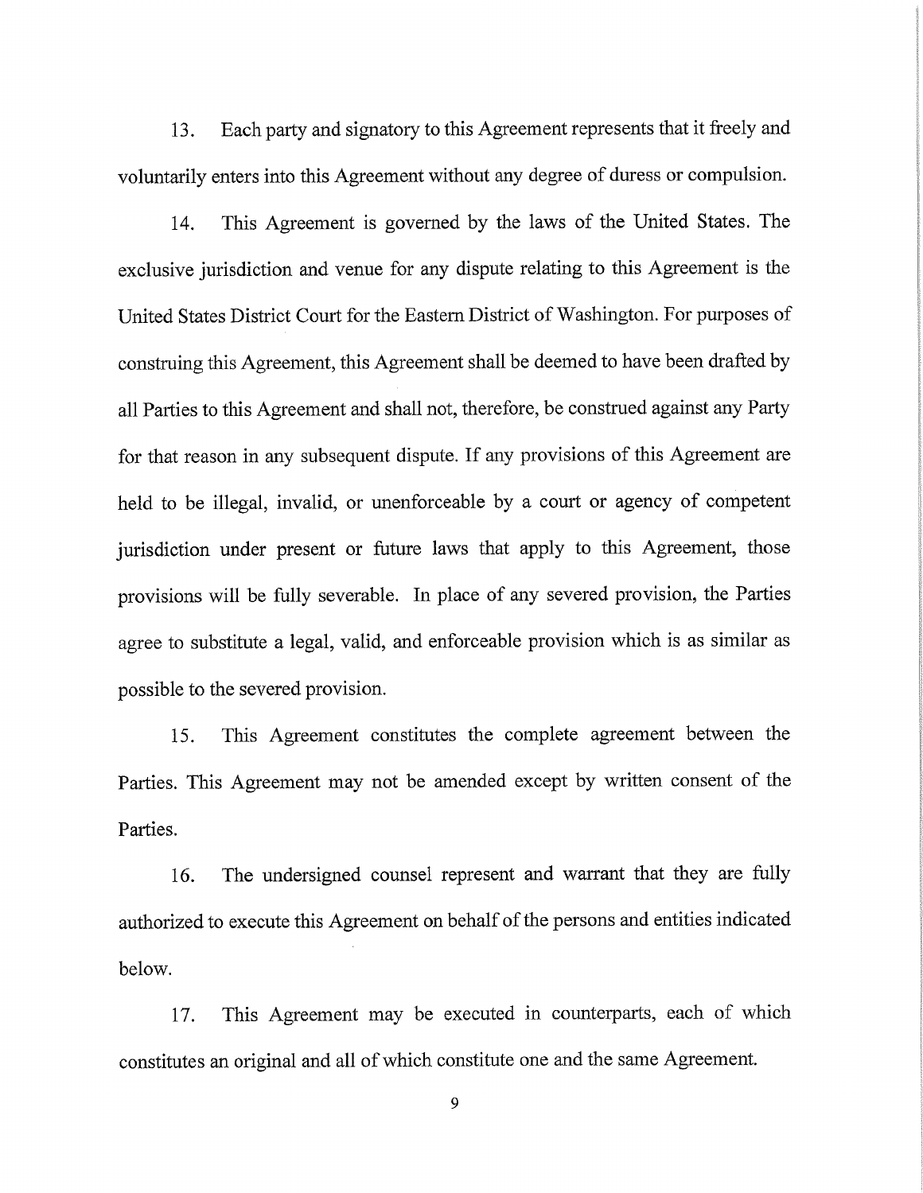13. Each party and signatory to this Agreement represents that it freely and voluntarily enters into this Agreement without any degree of duress or compulsion.

14. This Agreement is governed by the laws of the United States. The exclusive jurisdiction and venue for any dispute relating to this Agreement is the United States District Court for the Eastern District of Washington. For purposes of construing this Agreement, this Agreement shall be deemed to have been drafted by all Parties to this Agreement and shall not, therefore, be construed against any Party for that reason in any subsequent dispute. If any provisions of this Agreement are held to be illegal, invalid, or unenforceable by a court or agency of competent jurisdiction under present or future laws that apply to this Agreement, those provisions will be fully severable. In place of any severed provision, the Parties agree to substitute a legal, valid, and enforceable provision which is as similar as possible to the severed provision.

15. This Agreement constitutes the complete agreement between the Parties. This Agreement may not be amended except by written consent of the Parties.

16. The undersigned counsel represent and warrant that they are fully authorized to execute this Agreement on behalf of the persons and entities indicated below.

17. This Agreement may be executed in counterparts, each of which constitutes an original and all of which constitute one and the same Agreement.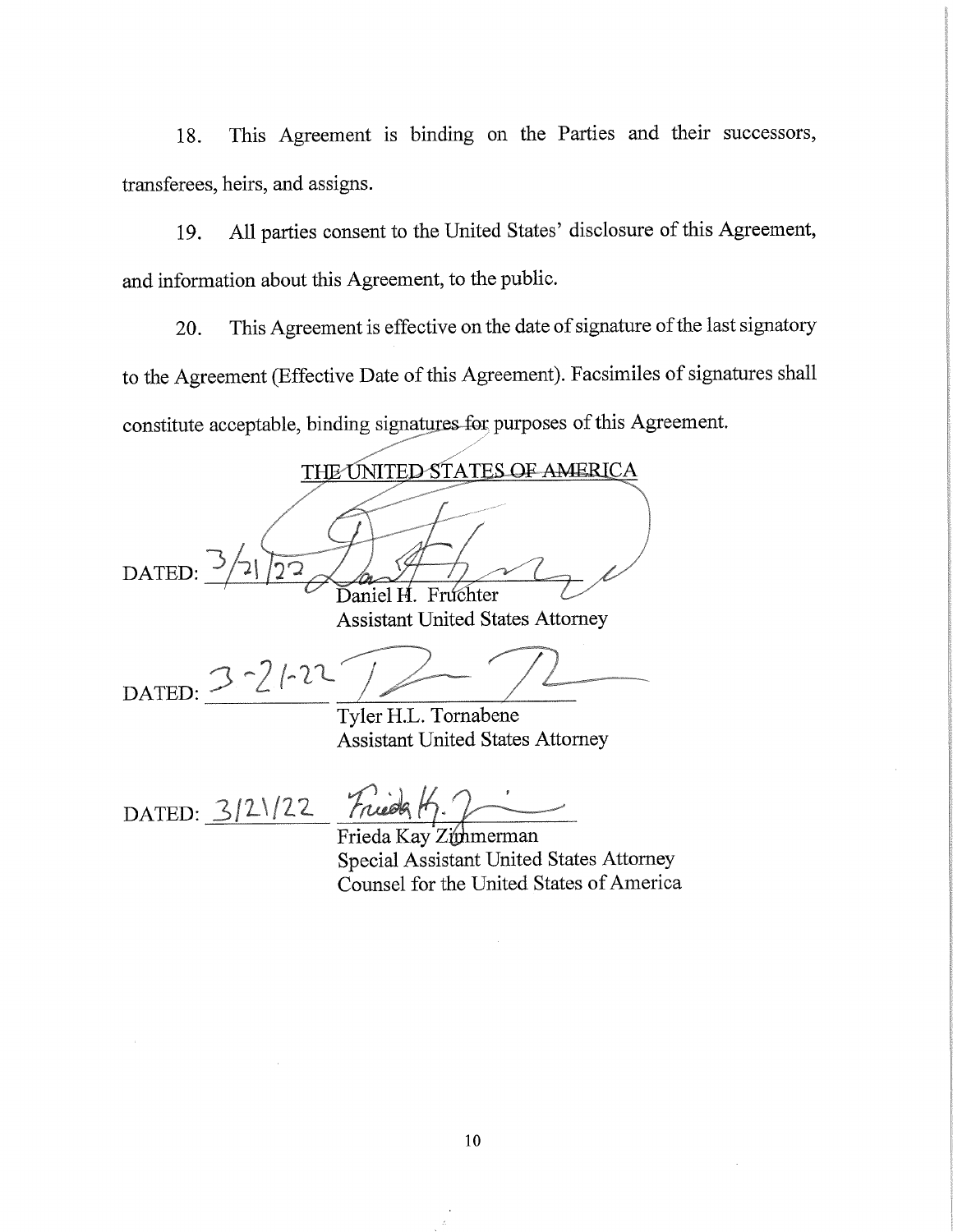18. This Agreement is binding on the Parties and their successors, transferees, heirs, and assigns.

19. All parties consent to the United States' disclosure of this Agreement, and information about this Agreement, to the public.

20. This Agreement is effective on the date of signature of the last signatory to the Agreement (Effective Date of this Agreement). Facsimiles of signatures shall constitute acceptable, binding signatures for purposes of this Agreement.

THE UNITED STATES OF AMERICA

DATED: 3/21/22

Daniel H. Fruchter
Assistant United States Attorney

DATED: 3-21-22

Tyler H.L. Tornabene
Assistant United States Attorney

DATED: 3/21/22

Frieda Kay Zimmerman
Special Assistant United States Attorney
Counsel for the United States of America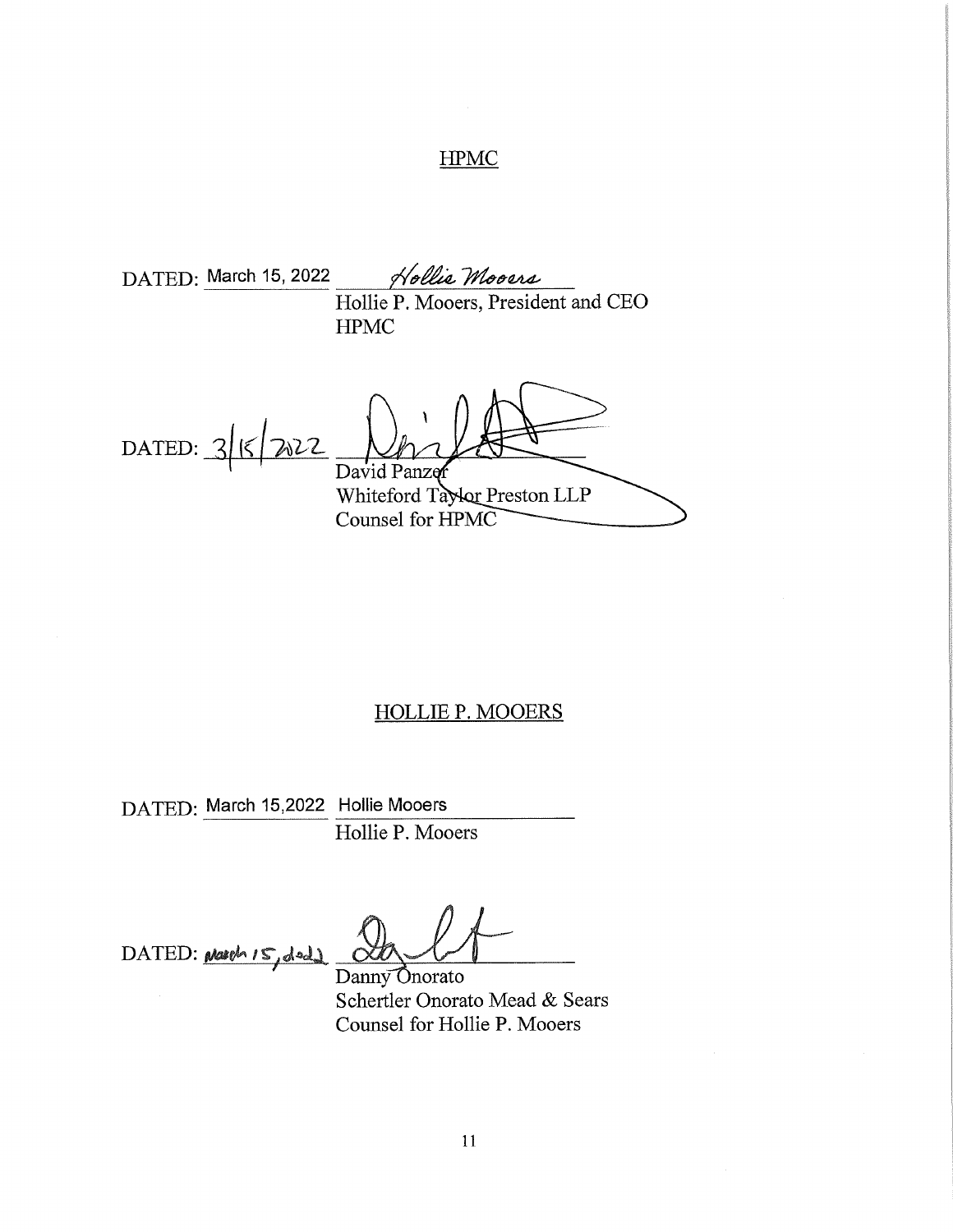## HPMC

DATED: March 15, 2022 *Hollie Mooers*
Hollie P. Mooers, President and CEO
HPMC

DATED: 3/15/2022 ________________
David Panzer
Whiteford Taylor Preston LLP
Counsel for HPMC

## HOLLIE P. MOOERS

DATED: March 15,2022 Hollie Mooers
Hollie P. Mooers

DATED: March 15, 2022 ________________
Danny Onorato
Schertler Onorato Mead & Sears
Counsel for Hollie P. Mooers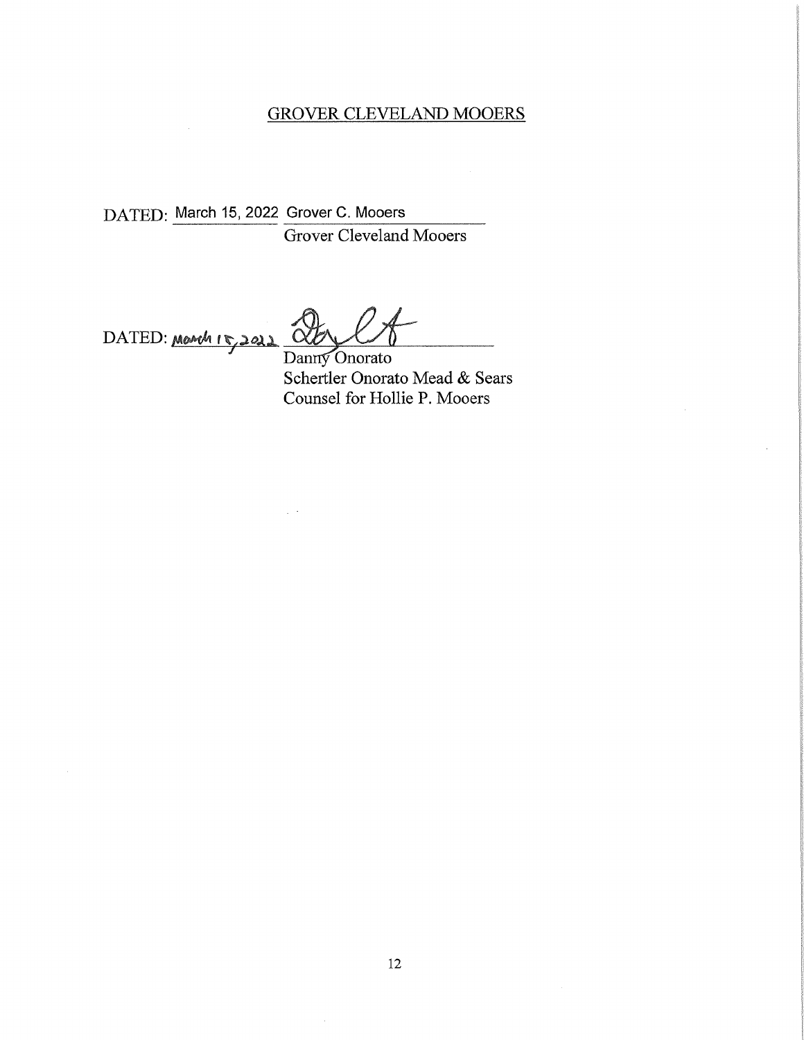GROVER CLEVELAND MOOERS

DATED: March 15, 2022 Grover C. Mooers

Grover Cleveland Mooers

DATED: March 15, 2022

Danny Onorato
Schertler Onorato Mead & Sears
Counsel for Hollie P. Mooers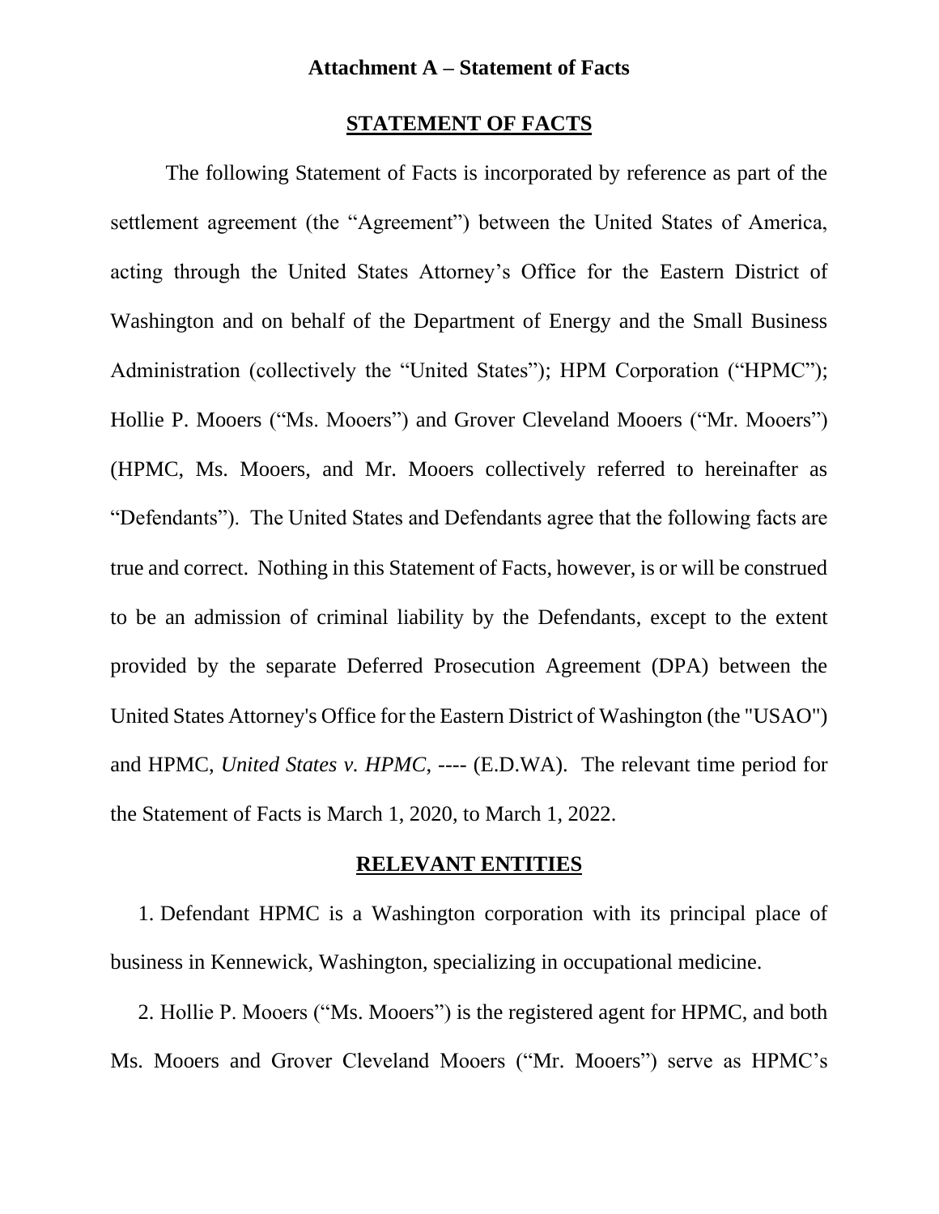**Attachment A – Statement of Facts**

## STATEMENT OF FACTS

The following Statement of Facts is incorporated by reference as part of the settlement agreement (the "Agreement") between the United States of America, acting through the United States Attorney's Office for the Eastern District of Washington and on behalf of the Department of Energy and the Small Business Administration (collectively the "United States"); HPM Corporation ("HPMC"); Hollie P. Mooers ("Ms. Mooers") and Grover Cleveland Mooers ("Mr. Mooers") (HPMC, Ms. Mooers, and Mr. Mooers collectively referred to hereinafter as "Defendants"). The United States and Defendants agree that the following facts are true and correct. Nothing in this Statement of Facts, however, is or will be construed to be an admission of criminal liability by the Defendants, except to the extent provided by the separate Deferred Prosecution Agreement (DPA) between the United States Attorney's Office for the Eastern District of Washington (the "USAO") and HPMC, *United States v. HPMC*, ---- (E.D.WA). The relevant time period for the Statement of Facts is March 1, 2020, to March 1, 2022.

## RELEVANT ENTITIES

1. Defendant HPMC is a Washington corporation with its principal place of business in Kennewick, Washington, specializing in occupational medicine.

2. Hollie P. Mooers ("Ms. Mooers") is the registered agent for HPMC, and both Ms. Mooers and Grover Cleveland Mooers ("Mr. Mooers") serve as HPMC's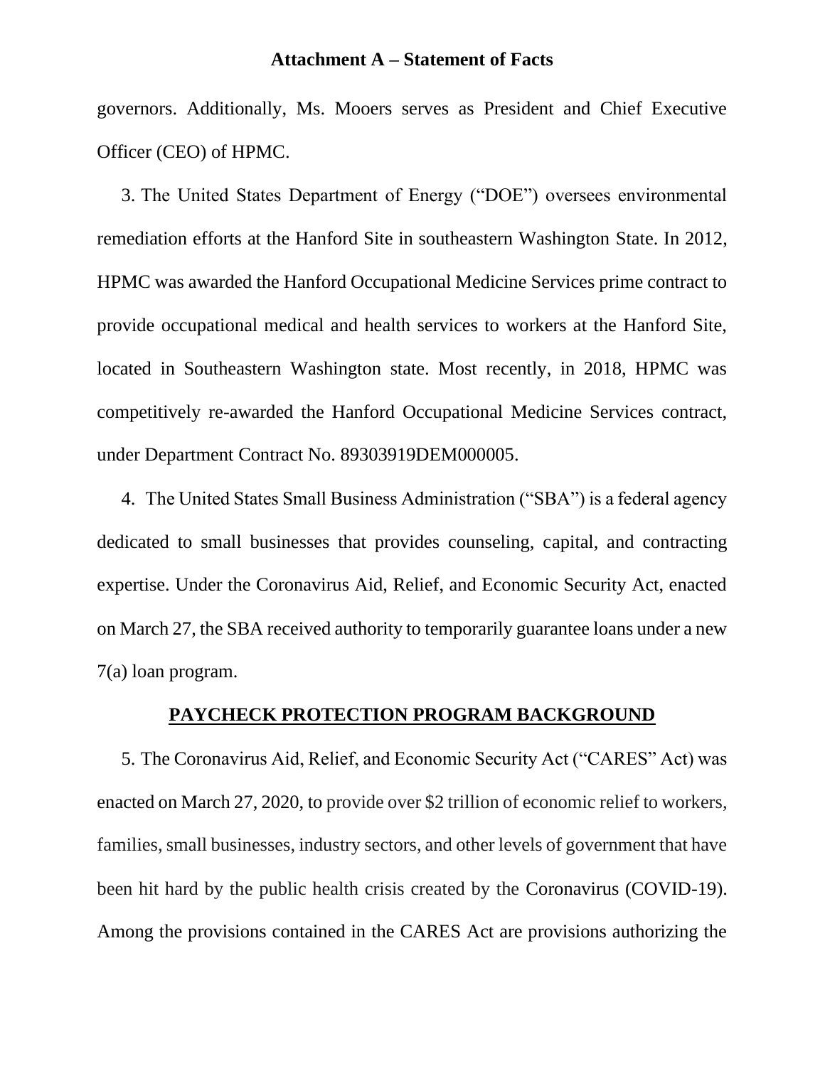governors. Additionally, Ms. Mooers serves as President and Chief Executive Officer (CEO) of HPMC.

3. The United States Department of Energy ("DOE") oversees environmental remediation efforts at the Hanford Site in southeastern Washington State. In 2012, HPMC was awarded the Hanford Occupational Medicine Services prime contract to provide occupational medical and health services to workers at the Hanford Site, located in Southeastern Washington state. Most recently, in 2018, HPMC was competitively re-awarded the Hanford Occupational Medicine Services contract, under Department Contract No. 89303919DEM000005.

4. The United States Small Business Administration ("SBA") is a federal agency dedicated to small businesses that provides counseling, capital, and contracting expertise. Under the Coronavirus Aid, Relief, and Economic Security Act, enacted on March 27, the SBA received authority to temporarily guarantee loans under a new 7(a) loan program.

## PAYCHECK PROTECTION PROGRAM BACKGROUND

5. The Coronavirus Aid, Relief, and Economic Security Act ("CARES" Act) was enacted on March 27, 2020, to provide over $2 trillion of economic relief to workers, families, small businesses, industry sectors, and other levels of government that have been hit hard by the public health crisis created by the Coronavirus (COVID-19). Among the provisions contained in the CARES Act are provisions authorizing the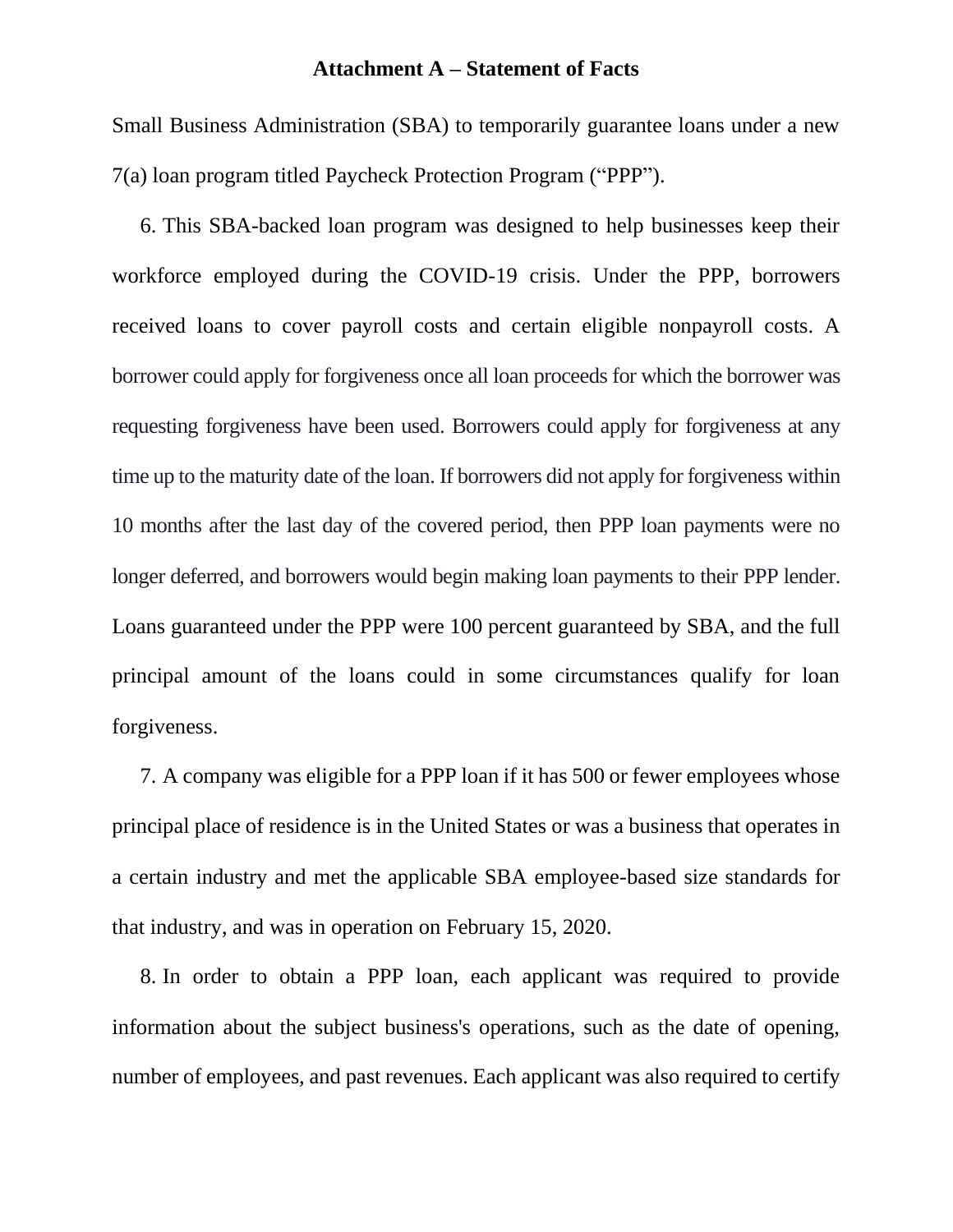# Attachment A – Statement of Facts

Small Business Administration (SBA) to temporarily guarantee loans under a new 7(a) loan program titled Paycheck Protection Program ("PPP").

6. This SBA-backed loan program was designed to help businesses keep their workforce employed during the COVID-19 crisis. Under the PPP, borrowers received loans to cover payroll costs and certain eligible nonpayroll costs. A borrower could apply for forgiveness once all loan proceeds for which the borrower was requesting forgiveness have been used. Borrowers could apply for forgiveness at any time up to the maturity date of the loan. If borrowers did not apply for forgiveness within 10 months after the last day of the covered period, then PPP loan payments were no longer deferred, and borrowers would begin making loan payments to their PPP lender. Loans guaranteed under the PPP were 100 percent guaranteed by SBA, and the full principal amount of the loans could in some circumstances qualify for loan forgiveness.

7. A company was eligible for a PPP loan if it has 500 or fewer employees whose principal place of residence is in the United States or was a business that operates in a certain industry and met the applicable SBA employee-based size standards for that industry, and was in operation on February 15, 2020.

8. In order to obtain a PPP loan, each applicant was required to provide information about the subject business's operations, such as the date of opening, number of employees, and past revenues. Each applicant was also required to certify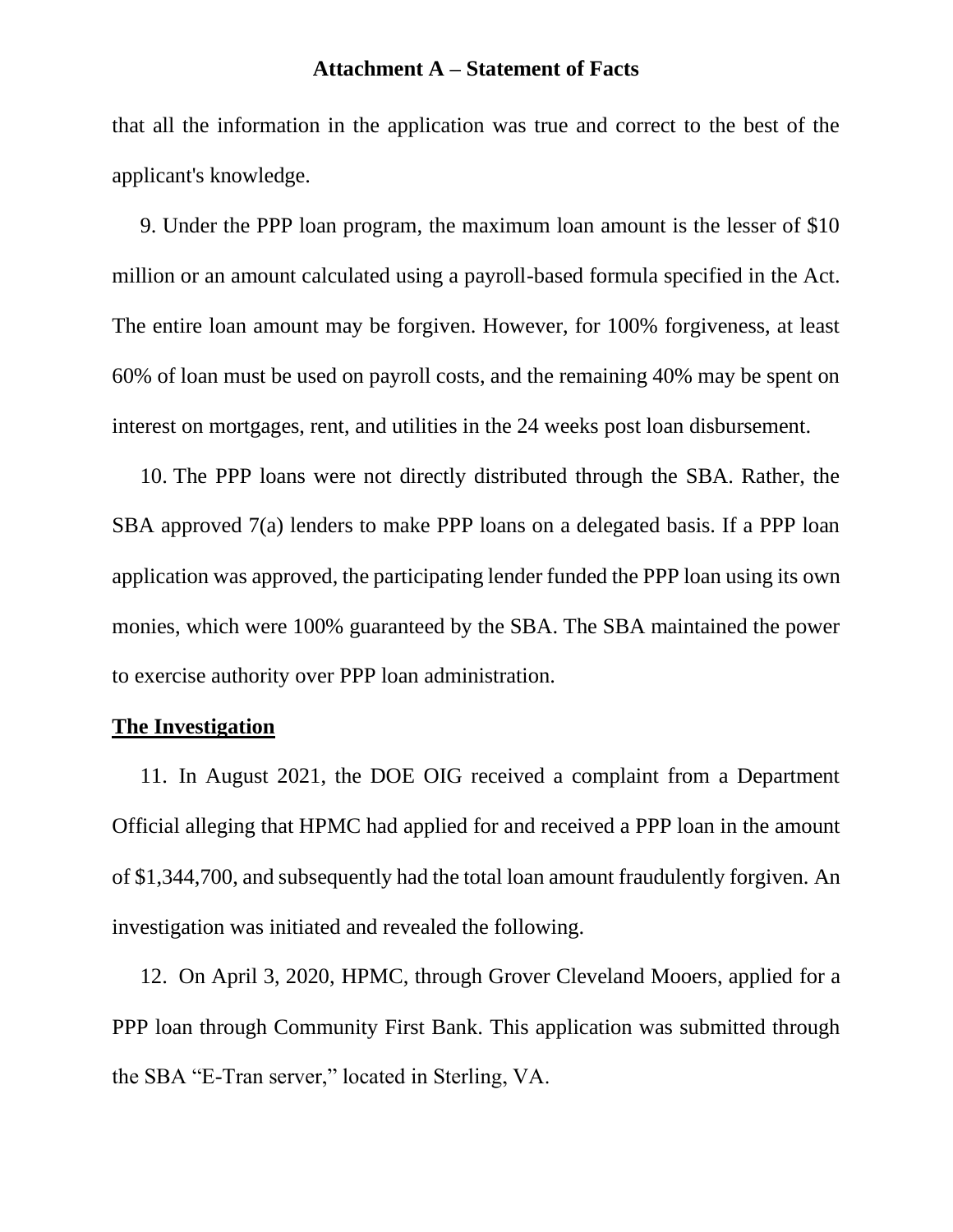that all the information in the application was true and correct to the best of the applicant's knowledge.

9. Under the PPP loan program, the maximum loan amount is the lesser of $10 million or an amount calculated using a payroll-based formula specified in the Act. The entire loan amount may be forgiven. However, for 100% forgiveness, at least 60% of loan must be used on payroll costs, and the remaining 40% may be spent on interest on mortgages, rent, and utilities in the 24 weeks post loan disbursement.

10. The PPP loans were not directly distributed through the SBA. Rather, the SBA approved 7(a) lenders to make PPP loans on a delegated basis. If a PPP loan application was approved, the participating lender funded the PPP loan using its own monies, which were 100% guaranteed by the SBA. The SBA maintained the power to exercise authority over PPP loan administration.

## The Investigation

11. In August 2021, the DOE OIG received a complaint from a Department Official alleging that HPMC had applied for and received a PPP loan in the amount of $1,344,700, and subsequently had the total loan amount fraudulently forgiven. An investigation was initiated and revealed the following.

12. On April 3, 2020, HPMC, through Grover Cleveland Mooers, applied for a PPP loan through Community First Bank. This application was submitted through the SBA "E-Tran server," located in Sterling, VA.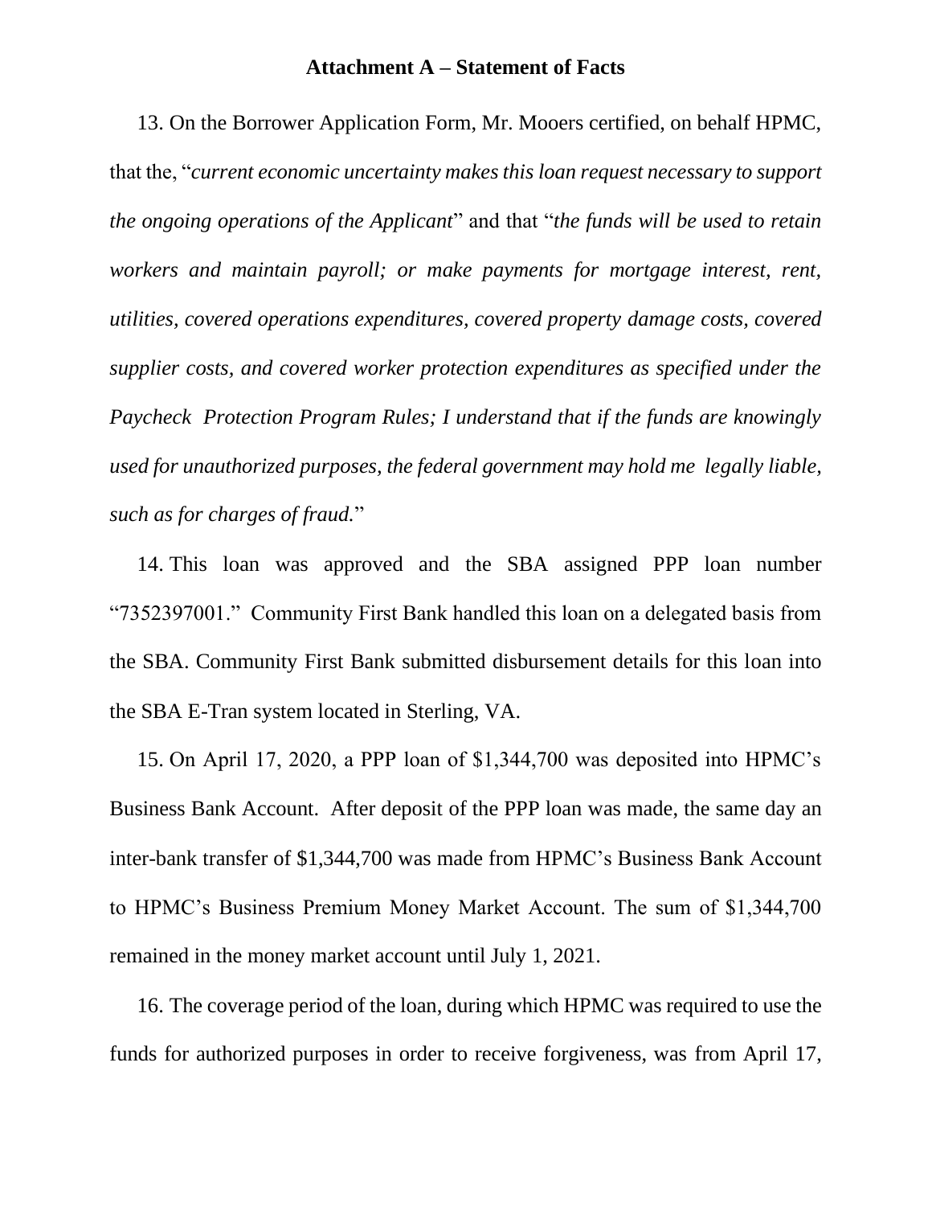**Attachment A – Statement of Facts**

13. On the Borrower Application Form, Mr. Mooers certified, on behalf HPMC, that the, "*current economic uncertainty makes this loan request necessary to support the ongoing operations of the Applicant*" and that "*the funds will be used to retain workers and maintain payroll; or make payments for mortgage interest, rent, utilities, covered operations expenditures, covered property damage costs, covered supplier costs, and covered worker protection expenditures as specified under the Paycheck Protection Program Rules; I understand that if the funds are knowingly used for unauthorized purposes, the federal government may hold me legally liable, such as for charges of fraud.*"

14. This loan was approved and the SBA assigned PPP loan number "7352397001." Community First Bank handled this loan on a delegated basis from the SBA. Community First Bank submitted disbursement details for this loan into the SBA E-Tran system located in Sterling, VA.

15. On April 17, 2020, a PPP loan of $1,344,700 was deposited into HPMC's Business Bank Account. After deposit of the PPP loan was made, the same day an inter-bank transfer of $1,344,700 was made from HPMC's Business Bank Account to HPMC's Business Premium Money Market Account. The sum of $1,344,700 remained in the money market account until July 1, 2021.

16. The coverage period of the loan, during which HPMC was required to use the funds for authorized purposes in order to receive forgiveness, was from April 17,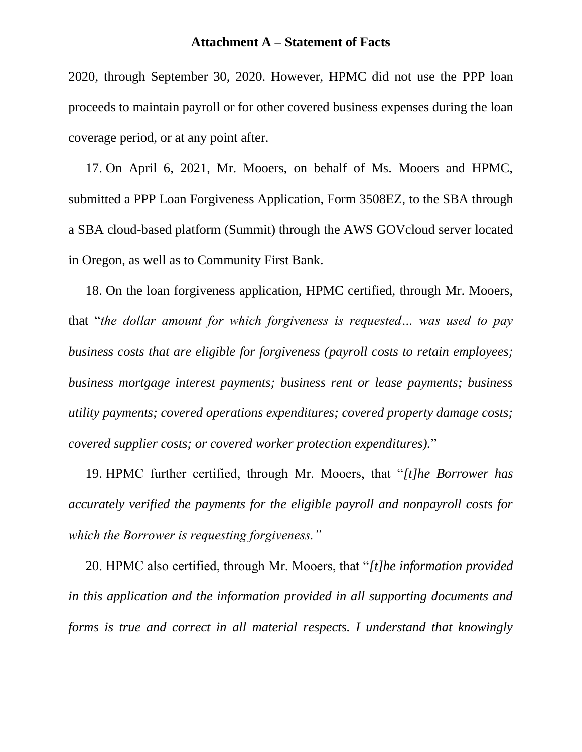2020, through September 30, 2020. However, HPMC did not use the PPP loan proceeds to maintain payroll or for other covered business expenses during the loan coverage period, or at any point after.

17. On April 6, 2021, Mr. Mooers, on behalf of Ms. Mooers and HPMC, submitted a PPP Loan Forgiveness Application, Form 3508EZ, to the SBA through a SBA cloud-based platform (Summit) through the AWS GOVcloud server located in Oregon, as well as to Community First Bank.

18. On the loan forgiveness application, HPMC certified, through Mr. Mooers, that "*the dollar amount for which forgiveness is requested… was used to pay business costs that are eligible for forgiveness (payroll costs to retain employees; business mortgage interest payments; business rent or lease payments; business utility payments; covered operations expenditures; covered property damage costs; covered supplier costs; or covered worker protection expenditures).*"

19. HPMC further certified, through Mr. Mooers, that "*[t]he Borrower has accurately verified the payments for the eligible payroll and nonpayroll costs for which the Borrower is requesting forgiveness.*"

20. HPMC also certified, through Mr. Mooers, that "*[t]he information provided in this application and the information provided in all supporting documents and forms is true and correct in all material respects. I understand that knowingly*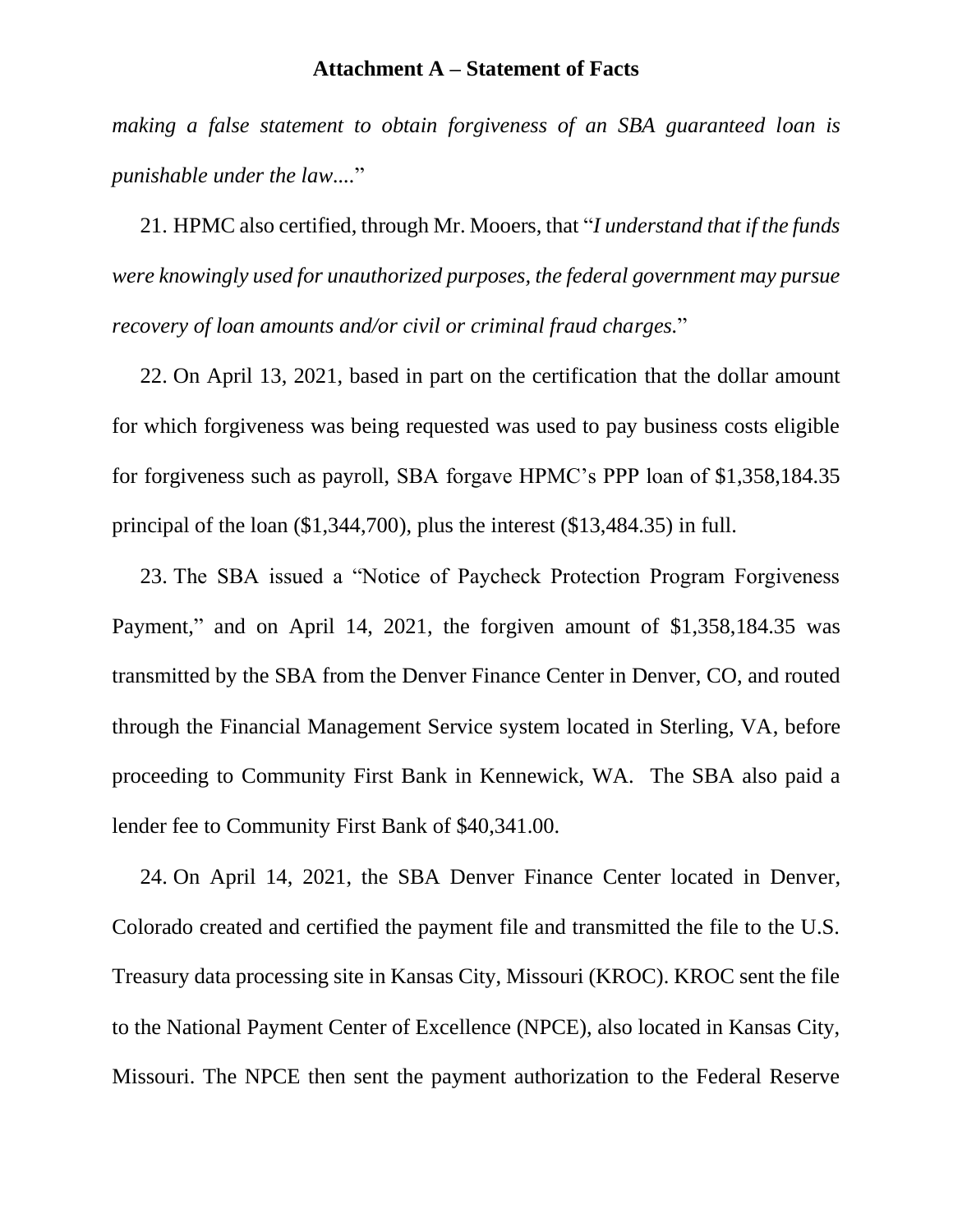*making a false statement to obtain forgiveness of an SBA guaranteed loan is punishable under the law....*"

21. HPMC also certified, through Mr. Mooers, that "*I understand that if the funds were knowingly used for unauthorized purposes, the federal government may pursue recovery of loan amounts and/or civil or criminal fraud charges.*"

22. On April 13, 2021, based in part on the certification that the dollar amount for which forgiveness was being requested was used to pay business costs eligible for forgiveness such as payroll, SBA forgave HPMC's PPP loan of $1,358,184.35 principal of the loan ($1,344,700), plus the interest ($13,484.35) in full.

23. The SBA issued a "Notice of Paycheck Protection Program Forgiveness Payment," and on April 14, 2021, the forgiven amount of $1,358,184.35 was transmitted by the SBA from the Denver Finance Center in Denver, CO, and routed through the Financial Management Service system located in Sterling, VA, before proceeding to Community First Bank in Kennewick, WA. The SBA also paid a lender fee to Community First Bank of $40,341.00.

24. On April 14, 2021, the SBA Denver Finance Center located in Denver, Colorado created and certified the payment file and transmitted the file to the U.S. Treasury data processing site in Kansas City, Missouri (KROC). KROC sent the file to the National Payment Center of Excellence (NPCE), also located in Kansas City, Missouri. The NPCE then sent the payment authorization to the Federal Reserve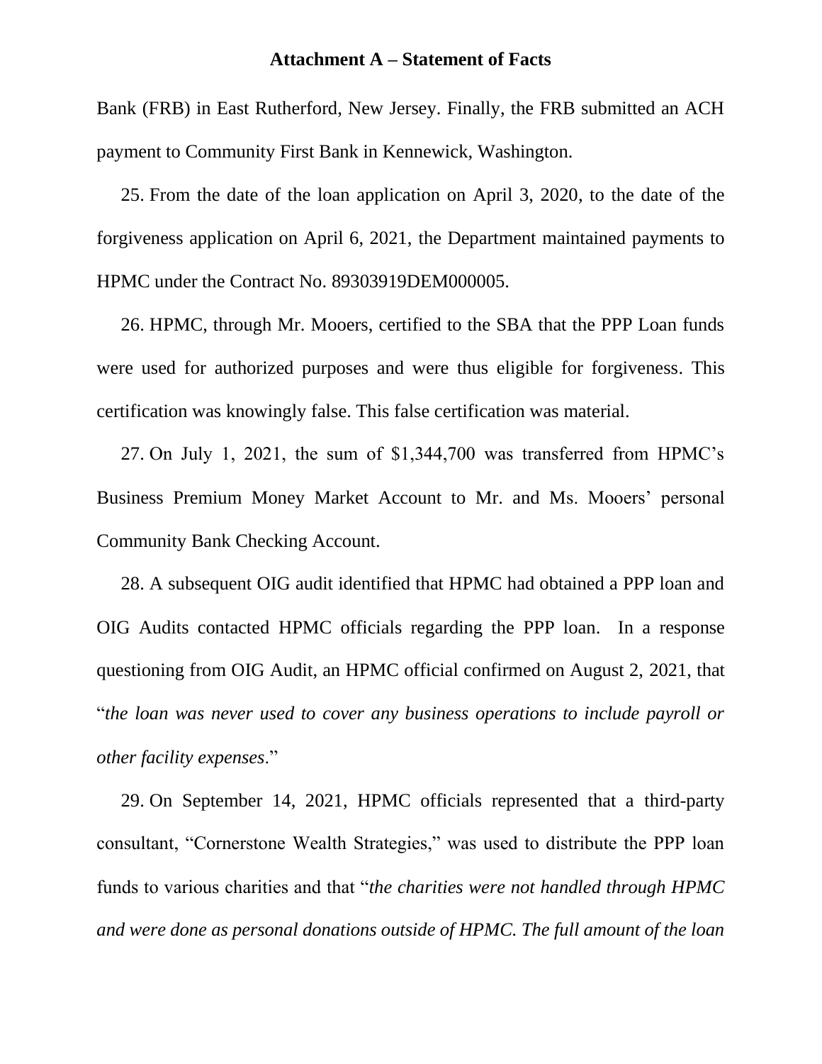**Attachment A – Statement of Facts**

Bank (FRB) in East Rutherford, New Jersey. Finally, the FRB submitted an ACH payment to Community First Bank in Kennewick, Washington.

25. From the date of the loan application on April 3, 2020, to the date of the forgiveness application on April 6, 2021, the Department maintained payments to HPMC under the Contract No. 89303919DEM000005.

26. HPMC, through Mr. Mooers, certified to the SBA that the PPP Loan funds were used for authorized purposes and were thus eligible for forgiveness. This certification was knowingly false. This false certification was material.

27. On July 1, 2021, the sum of $1,344,700 was transferred from HPMC's Business Premium Money Market Account to Mr. and Ms. Mooers' personal Community Bank Checking Account.

28. A subsequent OIG audit identified that HPMC had obtained a PPP loan and OIG Audits contacted HPMC officials regarding the PPP loan. In a response questioning from OIG Audit, an HPMC official confirmed on August 2, 2021, that "*the loan was never used to cover any business operations to include payroll or other facility expenses*."

29. On September 14, 2021, HPMC officials represented that a third-party consultant, "Cornerstone Wealth Strategies," was used to distribute the PPP loan funds to various charities and that "*the charities were not handled through HPMC and were done as personal donations outside of HPMC. The full amount of the loan*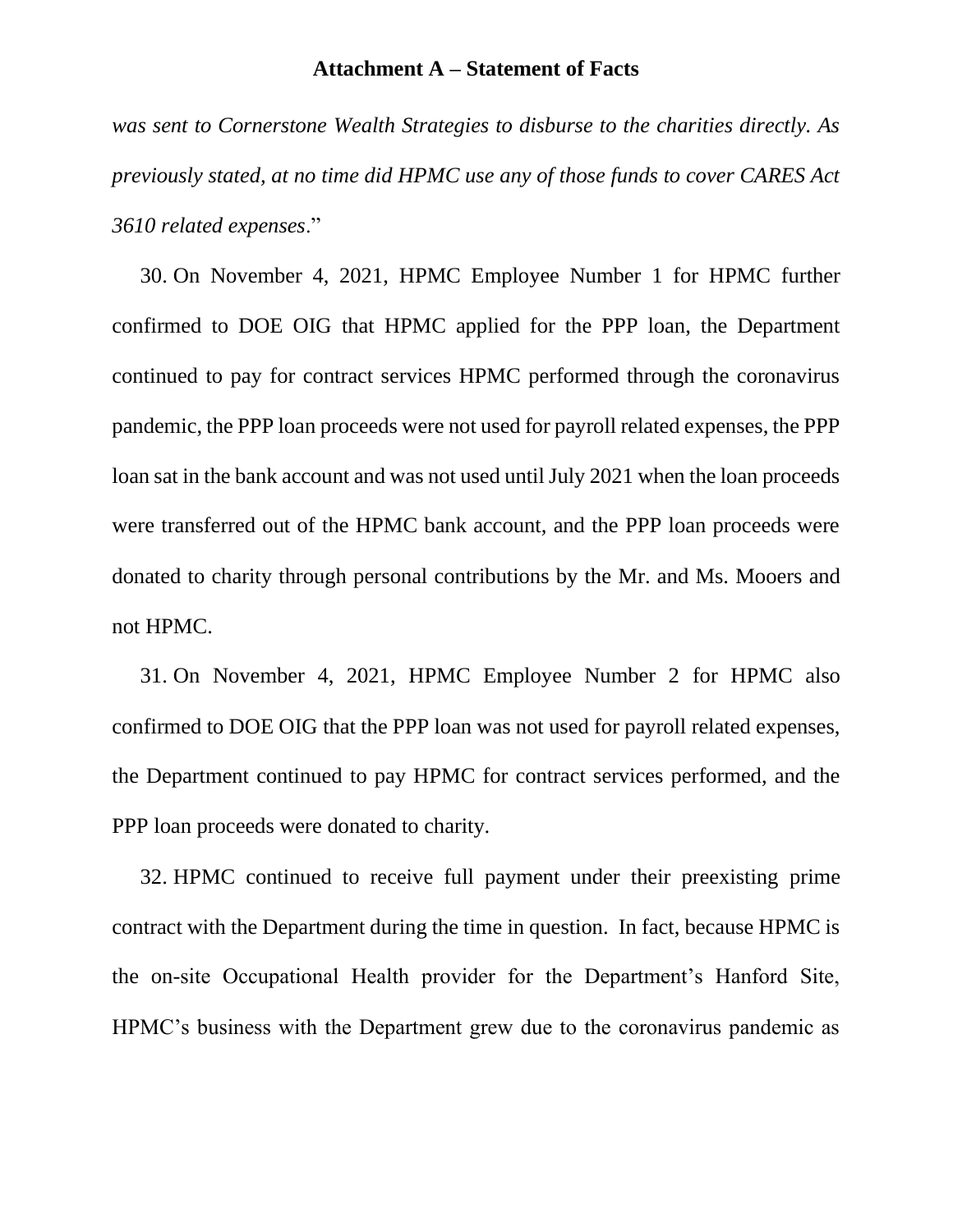*was sent to Cornerstone Wealth Strategies to disburse to the charities directly. As previously stated, at no time did HPMC use any of those funds to cover CARES Act 3610 related expenses*."

30. On November 4, 2021, HPMC Employee Number 1 for HPMC further confirmed to DOE OIG that HPMC applied for the PPP loan, the Department continued to pay for contract services HPMC performed through the coronavirus pandemic, the PPP loan proceeds were not used for payroll related expenses, the PPP loan sat in the bank account and was not used until July 2021 when the loan proceeds were transferred out of the HPMC bank account, and the PPP loan proceeds were donated to charity through personal contributions by the Mr. and Ms. Mooers and not HPMC.

31. On November 4, 2021, HPMC Employee Number 2 for HPMC also confirmed to DOE OIG that the PPP loan was not used for payroll related expenses, the Department continued to pay HPMC for contract services performed, and the PPP loan proceeds were donated to charity.

32. HPMC continued to receive full payment under their preexisting prime contract with the Department during the time in question. In fact, because HPMC is the on-site Occupational Health provider for the Department's Hanford Site, HPMC's business with the Department grew due to the coronavirus pandemic as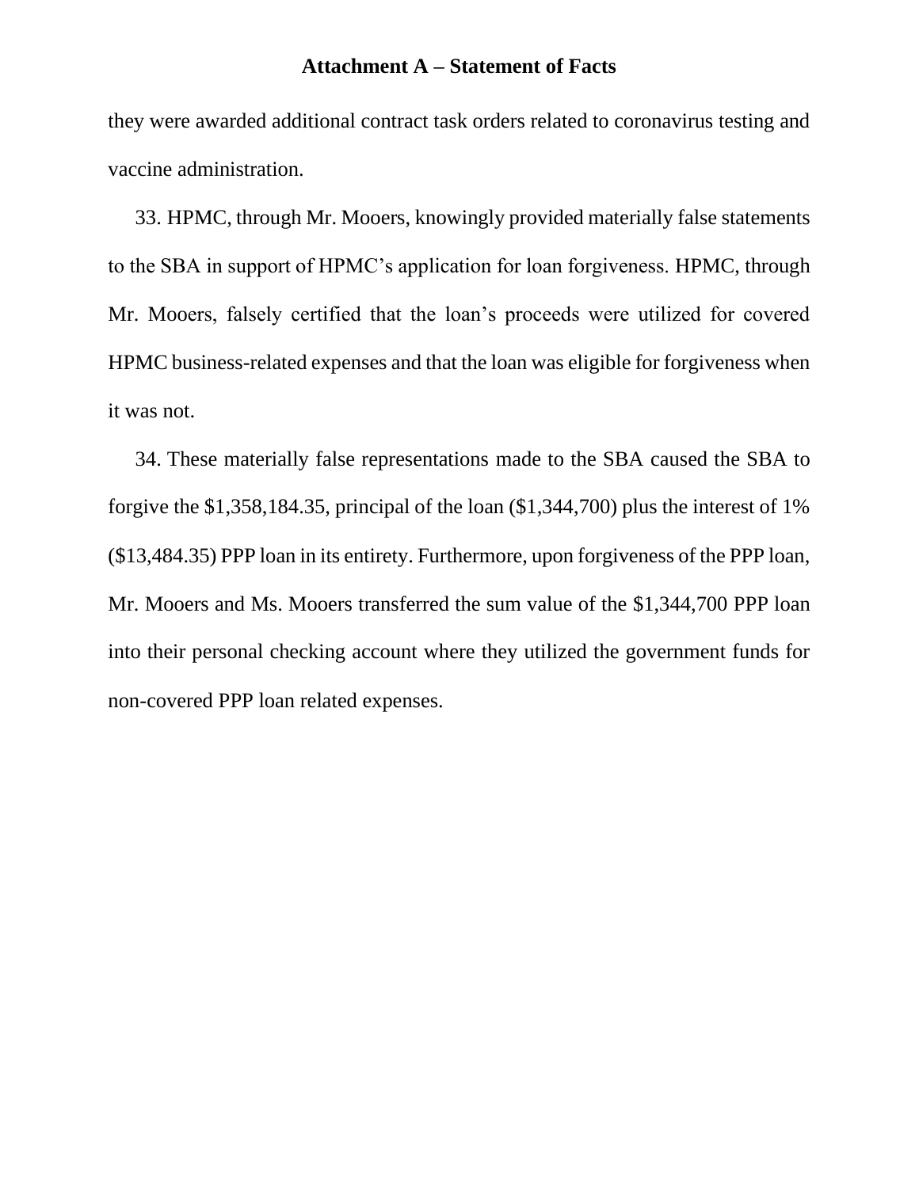they were awarded additional contract task orders related to coronavirus testing and vaccine administration.

33. HPMC, through Mr. Mooers, knowingly provided materially false statements to the SBA in support of HPMC's application for loan forgiveness. HPMC, through Mr. Mooers, falsely certified that the loan's proceeds were utilized for covered HPMC business-related expenses and that the loan was eligible for forgiveness when it was not.

34. These materially false representations made to the SBA caused the SBA to forgive the $1,358,184.35, principal of the loan ($1,344,700) plus the interest of 1% ($13,484.35) PPP loan in its entirety. Furthermore, upon forgiveness of the PPP loan, Mr. Mooers and Ms. Mooers transferred the sum value of the $1,344,700 PPP loan into their personal checking account where they utilized the government funds for non-covered PPP loan related expenses.